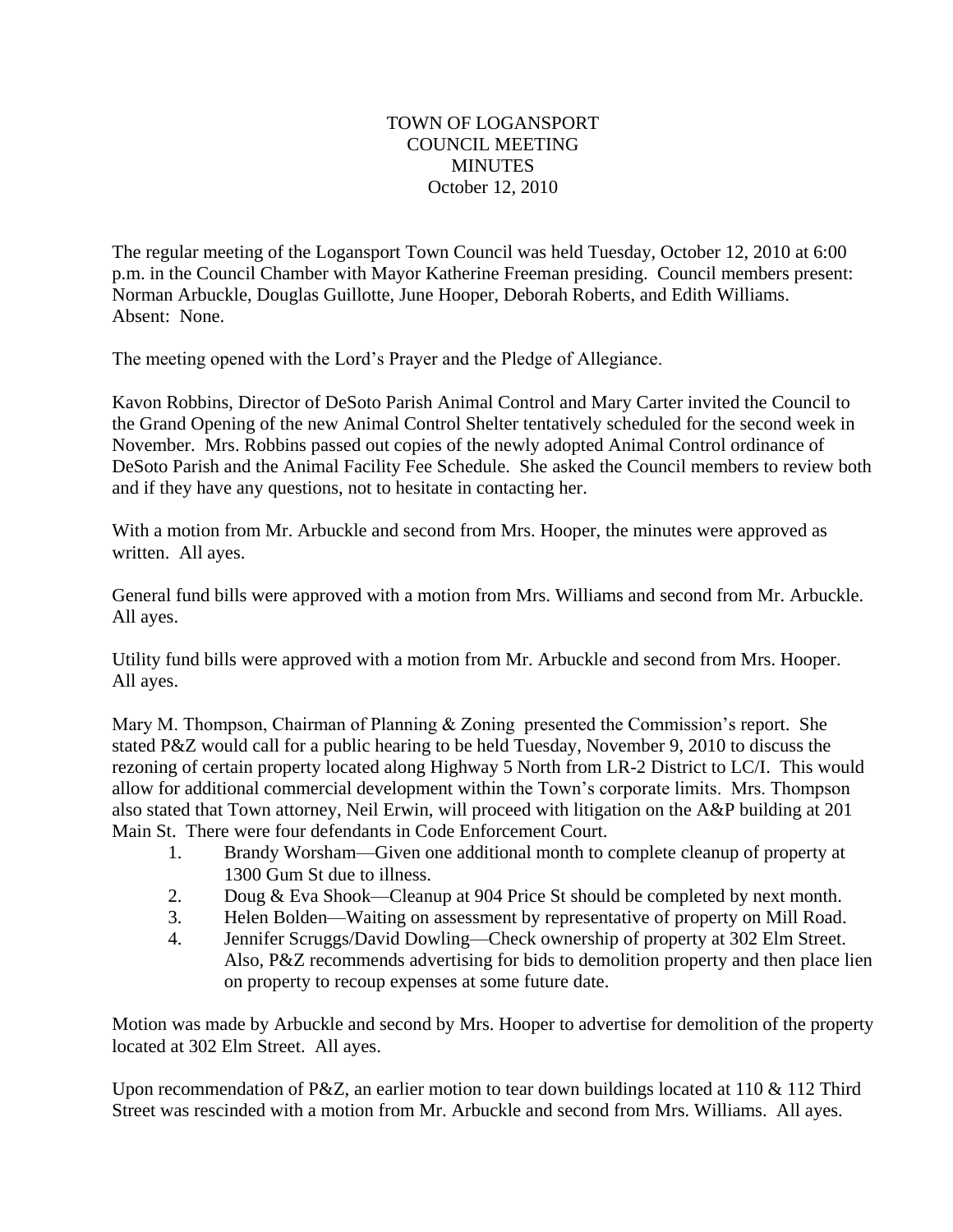# TOWN OF LOGANSPORT
## COUNCIL MEETING
## MINUTES
## October 12, 2010

The regular meeting of the Logansport Town Council was held Tuesday, October 12, 2010 at 6:00 p.m. in the Council Chamber with Mayor Katherine Freeman presiding. Council members present: Norman Arbuckle, Douglas Guillotte, June Hooper, Deborah Roberts, and Edith Williams. Absent: None.

The meeting opened with the Lord's Prayer and the Pledge of Allegiance.

Kavon Robbins, Director of DeSoto Parish Animal Control and Mary Carter invited the Council to the Grand Opening of the new Animal Control Shelter tentatively scheduled for the second week in November. Mrs. Robbins passed out copies of the newly adopted Animal Control ordinance of DeSoto Parish and the Animal Facility Fee Schedule. She asked the Council members to review both and if they have any questions, not to hesitate in contacting her.

With a motion from Mr. Arbuckle and second from Mrs. Hooper, the minutes were approved as written. All ayes.

General fund bills were approved with a motion from Mrs. Williams and second from Mr. Arbuckle. All ayes.

Utility fund bills were approved with a motion from Mr. Arbuckle and second from Mrs. Hooper. All ayes.

Mary M. Thompson, Chairman of Planning & Zoning presented the Commission's report. She stated P&Z would call for a public hearing to be held Tuesday, November 9, 2010 to discuss the rezoning of certain property located along Highway 5 North from LR-2 District to LC/I. This would allow for additional commercial development within the Town's corporate limits. Mrs. Thompson also stated that Town attorney, Neil Erwin, will proceed with litigation on the A&P building at 201 Main St. There were four defendants in Code Enforcement Court.

1. Brandy Worsham—Given one additional month to complete cleanup of property at 1300 Gum St due to illness.
2. Doug & Eva Shook—Cleanup at 904 Price St should be completed by next month.
3. Helen Bolden—Waiting on assessment by representative of property on Mill Road.
4. Jennifer Scruggs/David Dowling—Check ownership of property at 302 Elm Street. Also, P&Z recommends advertising for bids to demolition property and then place lien on property to recoup expenses at some future date.

Motion was made by Arbuckle and second by Mrs. Hooper to advertise for demolition of the property located at 302 Elm Street. All ayes.

Upon recommendation of P&Z, an earlier motion to tear down buildings located at 110 & 112 Third Street was rescinded with a motion from Mr. Arbuckle and second from Mrs. Williams. All ayes.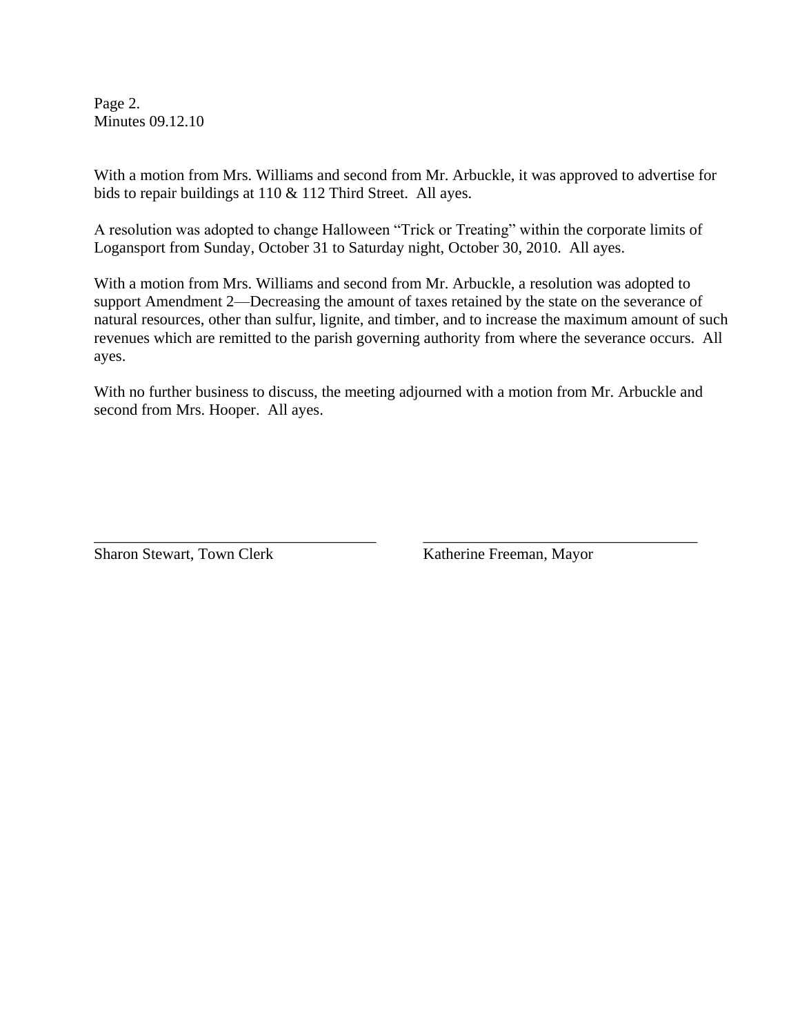With a motion from Mrs. Williams and second from Mr. Arbuckle, it was approved to advertise for bids to repair buildings at 110 & 112 Third Street. All ayes.

A resolution was adopted to change Halloween "Trick or Treating" within the corporate limits of Logansport from Sunday, October 31 to Saturday night, October 30, 2010. All ayes.

With a motion from Mrs. Williams and second from Mr. Arbuckle, a resolution was adopted to support Amendment 2—Decreasing the amount of taxes retained by the state on the severance of natural resources, other than sulfur, lignite, and timber, and to increase the maximum amount of such revenues which are remitted to the parish governing authority from where the severance occurs. All ayes.

With no further business to discuss, the meeting adjourned with a motion from Mr. Arbuckle and second from Mrs. Hooper. All ayes.

\_\_\_\_\_\_\_\_\_\_\_\_\_\_\_\_\_\_\_\_\_\_\_\_\_\_\_\_\_\_\_\_\_\_\_\_
Sharon Stewart, Town Clerk

\_\_\_\_\_\_\_\_\_\_\_\_\_\_\_\_\_\_\_\_\_\_\_\_\_\_\_\_\_\_\_\_\_\_\_\_
Katherine Freeman, Mayor